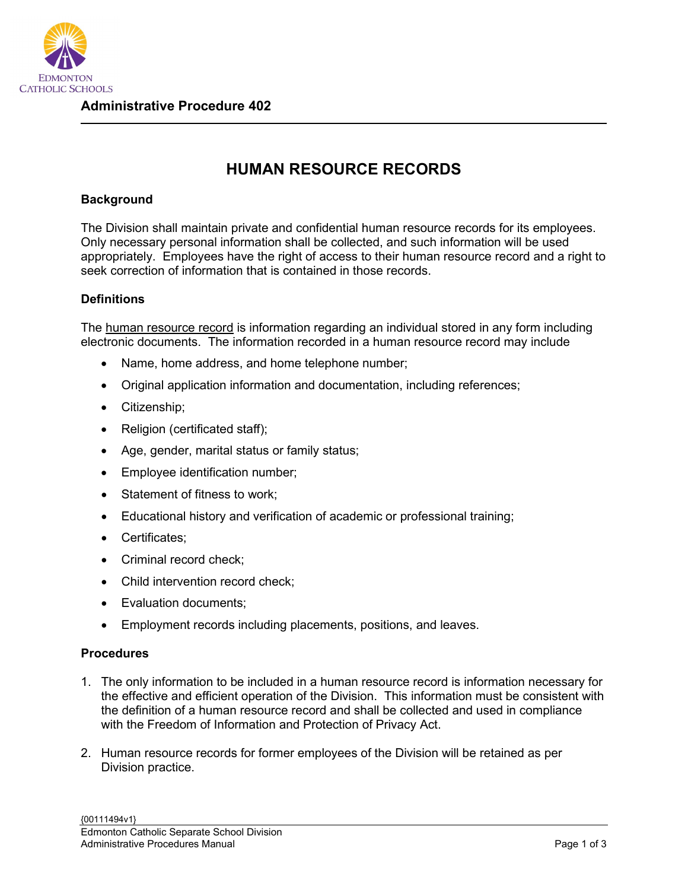**Administrative Procedure 402**

# HUMAN RESOURCE RECORDS

## Background

The Division shall maintain private and confidential human resource records for its employees. Only necessary personal information shall be collected, and such information will be used appropriately. Employees have the right of access to their human resource record and a right to seek correction of information that is contained in those records.

## Definitions

The human resource record is information regarding an individual stored in any form including electronic documents. The information recorded in a human resource record may include

- Name, home address, and home telephone number;
- Original application information and documentation, including references;
- Citizenship;
- Religion (certificated staff);
- Age, gender, marital status or family status;
- Employee identification number;
- Statement of fitness to work;
- Educational history and verification of academic or professional training;
- Certificates;
- Criminal record check;
- Child intervention record check;
- Evaluation documents;
- Employment records including placements, positions, and leaves.

## Procedures

1. The only information to be included in a human resource record is information necessary for the effective and efficient operation of the Division. This information must be consistent with the definition of a human resource record and shall be collected and used in compliance with the Freedom of Information and Protection of Privacy Act.

2. Human resource records for former employees of the Division will be retained as per Division practice.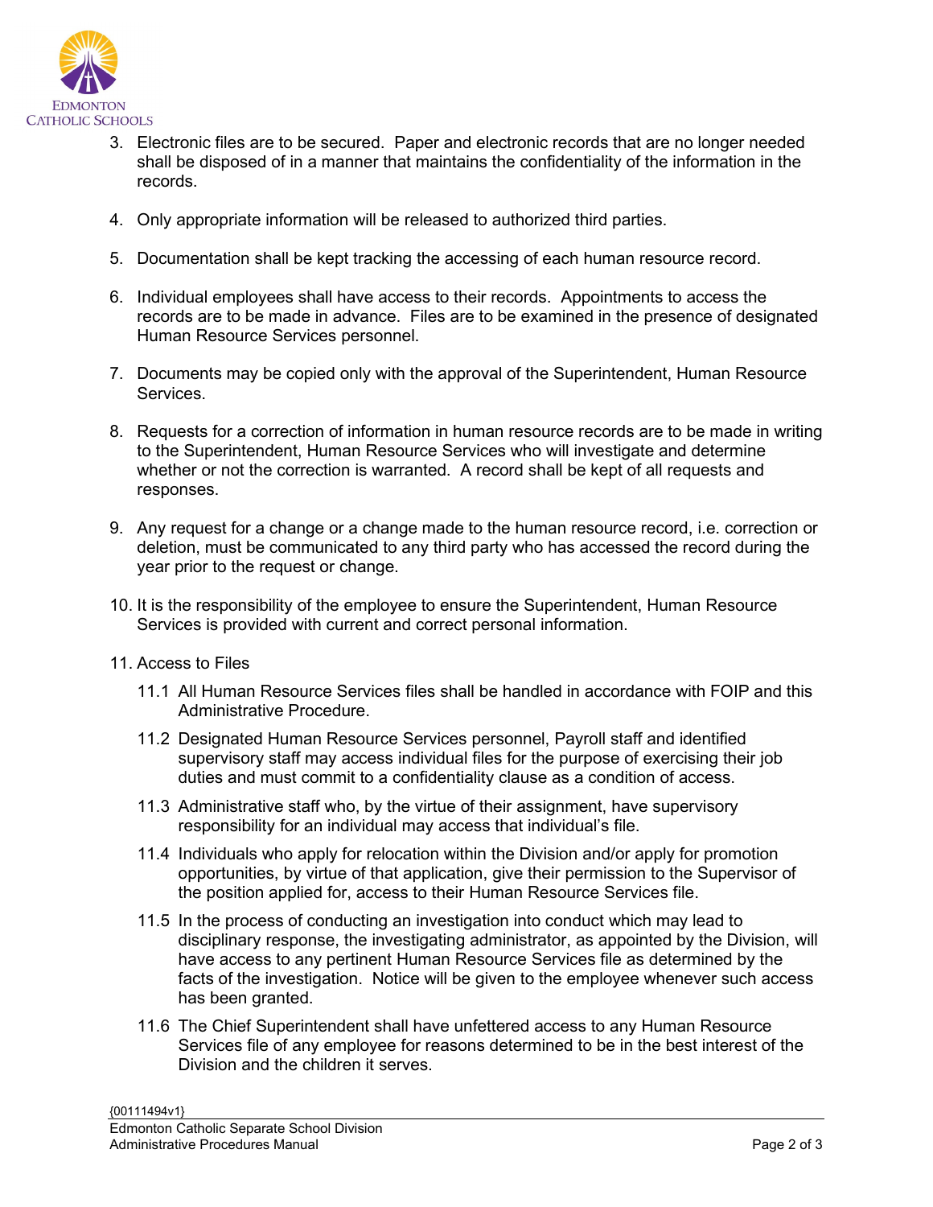3. Electronic files are to be secured. Paper and electronic records that are no longer needed shall be disposed of in a manner that maintains the confidentiality of the information in the records.

4. Only appropriate information will be released to authorized third parties.

5. Documentation shall be kept tracking the accessing of each human resource record.

6. Individual employees shall have access to their records. Appointments to access the records are to be made in advance. Files are to be examined in the presence of designated Human Resource Services personnel.

7. Documents may be copied only with the approval of the Superintendent, Human Resource Services.

8. Requests for a correction of information in human resource records are to be made in writing to the Superintendent, Human Resource Services who will investigate and determine whether or not the correction is warranted. A record shall be kept of all requests and responses.

9. Any request for a change or a change made to the human resource record, i.e. correction or deletion, must be communicated to any third party who has accessed the record during the year prior to the request or change.

10. It is the responsibility of the employee to ensure the Superintendent, Human Resource Services is provided with current and correct personal information.

11. Access to Files

    11.1 All Human Resource Services files shall be handled in accordance with FOIP and this Administrative Procedure.

    11.2 Designated Human Resource Services personnel, Payroll staff and identified supervisory staff may access individual files for the purpose of exercising their job duties and must commit to a confidentiality clause as a condition of access.

    11.3 Administrative staff who, by the virtue of their assignment, have supervisory responsibility for an individual may access that individual's file.

    11.4 Individuals who apply for relocation within the Division and/or apply for promotion opportunities, by virtue of that application, give their permission to the Supervisor of the position applied for, access to their Human Resource Services file.

    11.5 In the process of conducting an investigation into conduct which may lead to disciplinary response, the investigating administrator, as appointed by the Division, will have access to any pertinent Human Resource Services file as determined by the facts of the investigation. Notice will be given to the employee whenever such access has been granted.

    11.6 The Chief Superintendent shall have unfettered access to any Human Resource Services file of any employee for reasons determined to be in the best interest of the Division and the children it serves.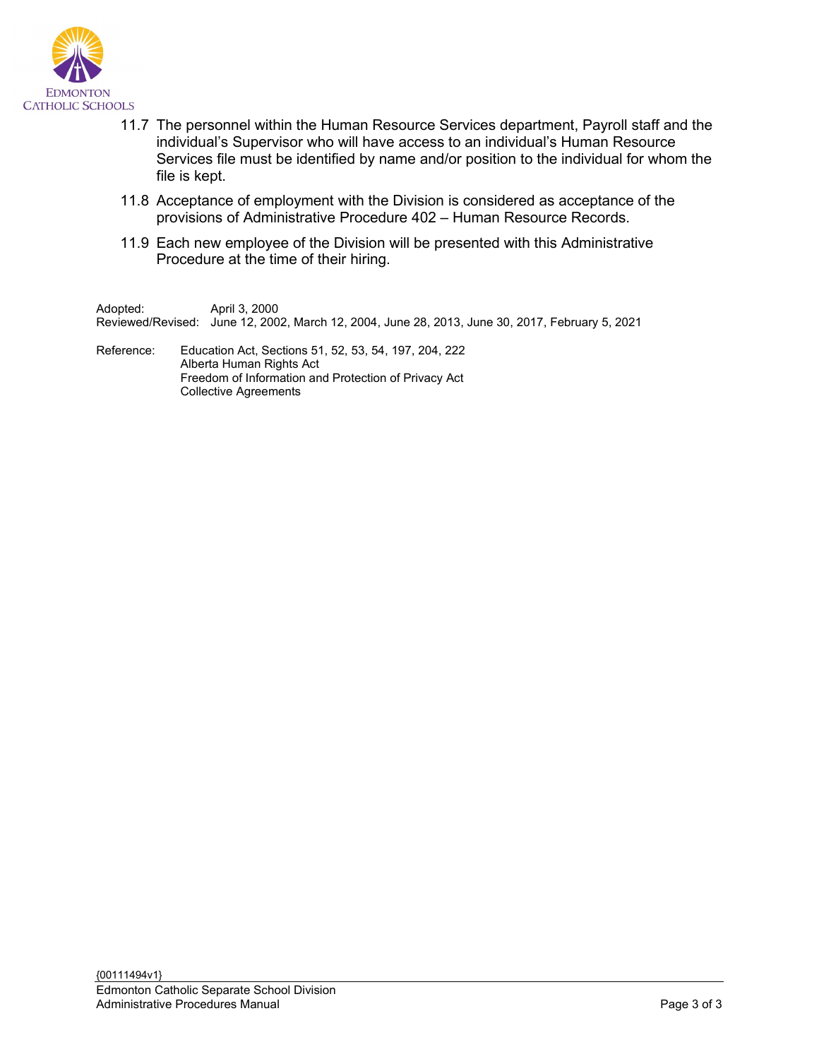11.7 The personnel within the Human Resource Services department, Payroll staff and the individual's Supervisor who will have access to an individual's Human Resource Services file must be identified by name and/or position to the individual for whom the file is kept.

11.8 Acceptance of employment with the Division is considered as acceptance of the provisions of Administrative Procedure 402 – Human Resource Records.

11.9 Each new employee of the Division will be presented with this Administrative Procedure at the time of their hiring.

Adopted: April 3, 2000
Reviewed/Revised: June 12, 2002, March 12, 2004, June 28, 2013, June 30, 2017, February 5, 2021

Reference: Education Act, Sections 51, 52, 53, 54, 197, 204, 222
Alberta Human Rights Act
Freedom of Information and Protection of Privacy Act
Collective Agreements

{00111494v1}